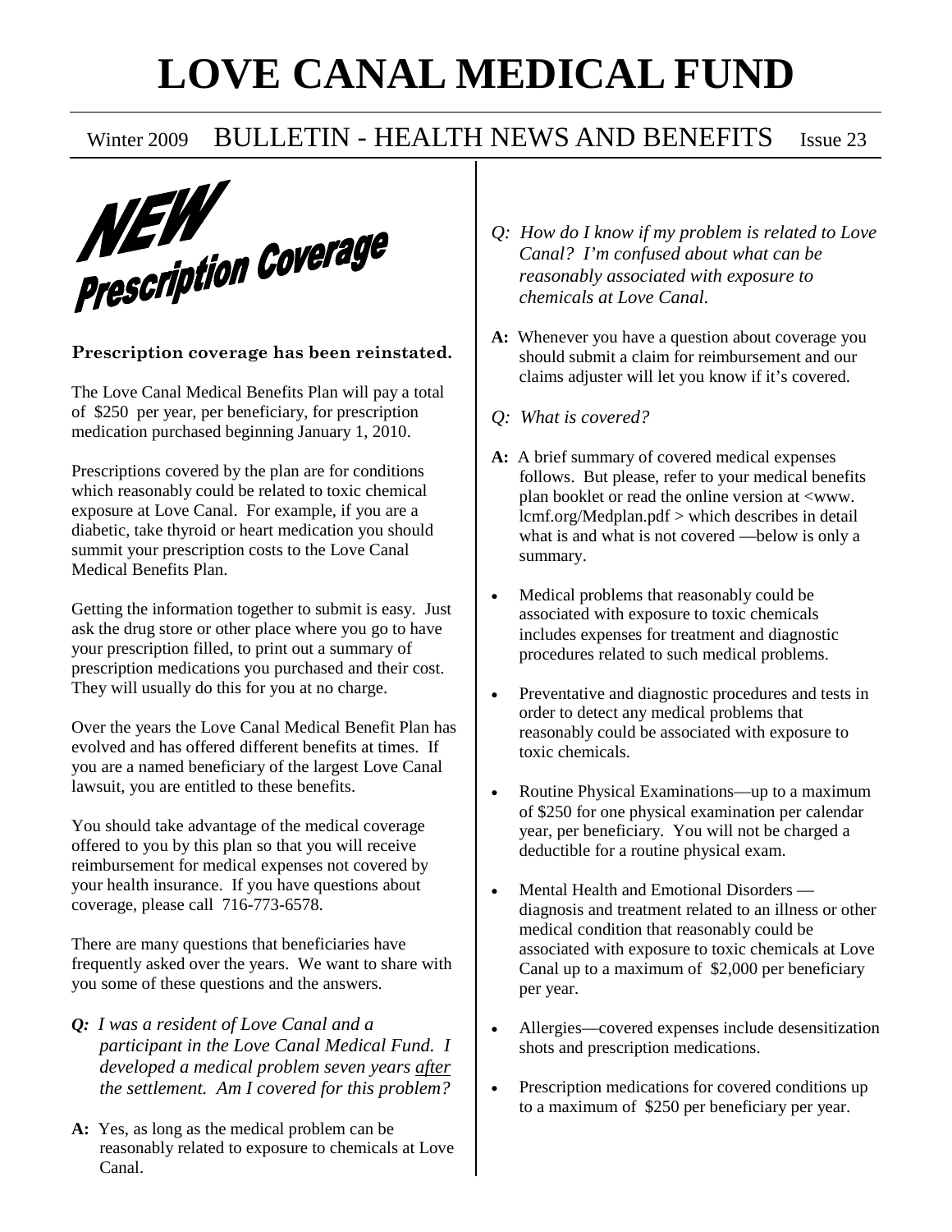# LOVE CANAL MEDICAL FUND

Winter 2009 BULLETIN - HEALTH NEWS AND BENEFITS Issue 23

## NEW Prescription Coverage

**Prescription coverage has been reinstated.**

The Love Canal Medical Benefits Plan will pay a total of $250 per year, per beneficiary, for prescription medication purchased beginning January 1, 2010.

Prescriptions covered by the plan are for conditions which reasonably could be related to toxic chemical exposure at Love Canal. For example, if you are a diabetic, take thyroid or heart medication you should summit your prescription costs to the Love Canal Medical Benefits Plan.

Getting the information together to submit is easy. Just ask the drug store or other place where you go to have your prescription filled, to print out a summary of prescription medications you purchased and their cost. They will usually do this for you at no charge.

Over the years the Love Canal Medical Benefit Plan has evolved and has offered different benefits at times. If you are a named beneficiary of the largest Love Canal lawsuit, you are entitled to these benefits.

You should take advantage of the medical coverage offered to you by this plan so that you will receive reimbursement for medical expenses not covered by your health insurance. If you have questions about coverage, please call 716-773-6578.

There are many questions that beneficiaries have frequently asked over the years. We want to share with you some of these questions and the answers.

***Q:*** *I was a resident of Love Canal and a participant in the Love Canal Medical Fund. I developed a medical problem seven years* <u>*after*</u> *the settlement. Am I covered for this problem?*

**A:** Yes, as long as the medical problem can be reasonably related to exposure to chemicals at Love Canal.

*Q: How do I know if my problem is related to Love Canal? I'm confused about what can be reasonably associated with exposure to chemicals at Love Canal.*

**A:** Whenever you have a question about coverage you should submit a claim for reimbursement and our claims adjuster will let you know if it's covered.

*Q: What is covered?*

**A:** A brief summary of covered medical expenses follows. But please, refer to your medical benefits plan booklet or read the online version at <www. lcmf.org/Medplan.pdf > which describes in detail what is and what is not covered —below is only a summary.

- Medical problems that reasonably could be associated with exposure to toxic chemicals includes expenses for treatment and diagnostic procedures related to such medical problems.
- Preventative and diagnostic procedures and tests in order to detect any medical problems that reasonably could be associated with exposure to toxic chemicals.
- Routine Physical Examinations—up to a maximum of $250 for one physical examination per calendar year, per beneficiary. You will not be charged a deductible for a routine physical exam.
- Mental Health and Emotional Disorders —diagnosis and treatment related to an illness or other medical condition that reasonably could be associated with exposure to toxic chemicals at Love Canal up to a maximum of $2,000 per beneficiary per year.
- Allergies—covered expenses include desensitization shots and prescription medications.
- Prescription medications for covered conditions up to a maximum of $250 per beneficiary per year.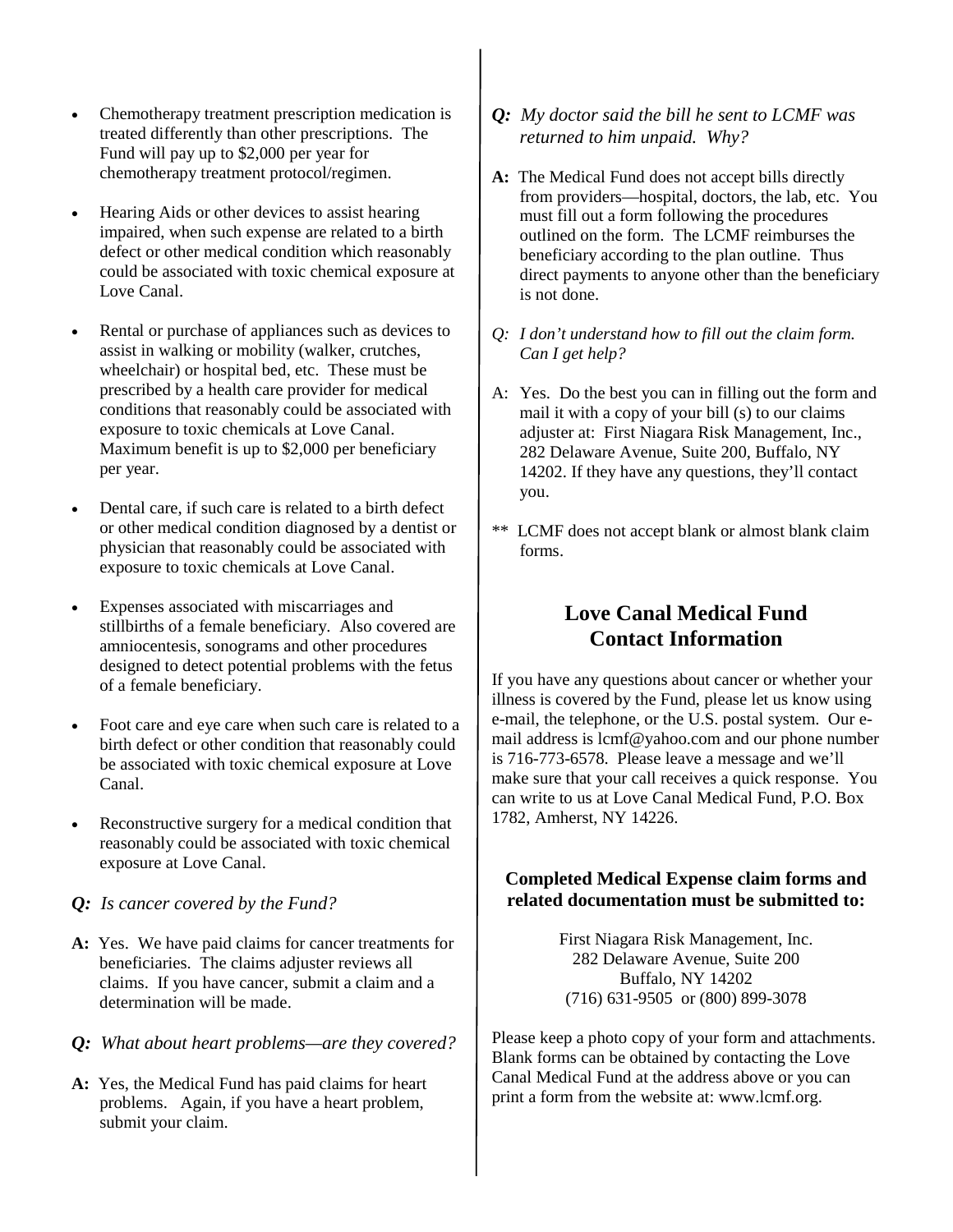- Chemotherapy treatment prescription medication is treated differently than other prescriptions. The Fund will pay up to $2,000 per year for chemotherapy treatment protocol/regimen.
- Hearing Aids or other devices to assist hearing impaired, when such expense are related to a birth defect or other medical condition which reasonably could be associated with toxic chemical exposure at Love Canal.
- Rental or purchase of appliances such as devices to assist in walking or mobility (walker, crutches, wheelchair) or hospital bed, etc. These must be prescribed by a health care provider for medical conditions that reasonably could be associated with exposure to toxic chemicals at Love Canal. Maximum benefit is up to $2,000 per beneficiary per year.
- Dental care, if such care is related to a birth defect or other medical condition diagnosed by a dentist or physician that reasonably could be associated with exposure to toxic chemicals at Love Canal.
- Expenses associated with miscarriages and stillbirths of a female beneficiary. Also covered are amniocentesis, sonograms and other procedures designed to detect potential problems with the fetus of a female beneficiary.
- Foot care and eye care when such care is related to a birth defect or other condition that reasonably could be associated with toxic chemical exposure at Love Canal.
- Reconstructive surgery for a medical condition that reasonably could be associated with toxic chemical exposure at Love Canal.

***Q:*** *Is cancer covered by the Fund?*

**A:** Yes. We have paid claims for cancer treatments for beneficiaries. The claims adjuster reviews all claims. If you have cancer, submit a claim and a determination will be made.

***Q:*** *What about heart problems—are they covered?*

**A:** Yes, the Medical Fund has paid claims for heart problems. Again, if you have a heart problem, submit your claim.

***Q:*** *My doctor said the bill he sent to LCMF was returned to him unpaid. Why?*

**A:** The Medical Fund does not accept bills directly from providers—hospital, doctors, the lab, etc. You must fill out a form following the procedures outlined on the form. The LCMF reimburses the beneficiary according to the plan outline. Thus direct payments to anyone other than the beneficiary is not done.

*Q: I don't understand how to fill out the claim form. Can I get help?*

A: Yes. Do the best you can in filling out the form and mail it with a copy of your bill (s) to our claims adjuster at: First Niagara Risk Management, Inc., 282 Delaware Avenue, Suite 200, Buffalo, NY 14202. If they have any questions, they'll contact you.

** LCMF does not accept blank or almost blank claim forms.

## Love Canal Medical Fund Contact Information

If you have any questions about cancer or whether your illness is covered by the Fund, please let us know using e-mail, the telephone, or the U.S. postal system. Our e-mail address is lcmf@yahoo.com and our phone number is 716-773-6578. Please leave a message and we'll make sure that your call receives a quick response. You can write to us at Love Canal Medical Fund, P.O. Box 1782, Amherst, NY 14226.

**Completed Medical Expense claim forms and related documentation must be submitted to:**

First Niagara Risk Management, Inc.
282 Delaware Avenue, Suite 200
Buffalo, NY 14202
(716) 631-9505 or (800) 899-3078

Please keep a photo copy of your form and attachments. Blank forms can be obtained by contacting the Love Canal Medical Fund at the address above or you can print a form from the website at: www.lcmf.org.